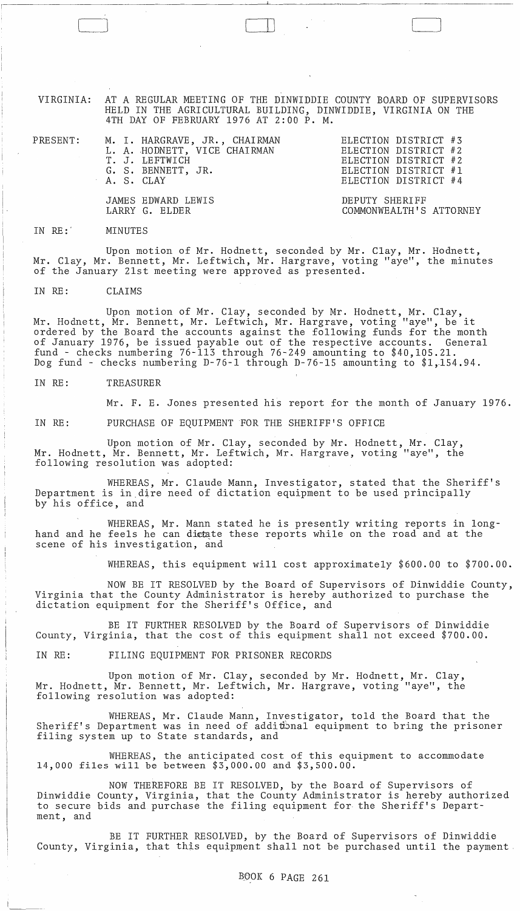VIRGINIA: AT A REGULAR MEETING OF THE DINWIDDIE COUNTY BOARD OF SUPERVISORS HELD IN THE AGRICULTURAL BUILDING, DINWIDDIE, VIRGINIA ON THE 4TH DAY OF FEBRUARY 1976 AT 2:00 P. M.

| PRESENT: | | |
|---|---|---|
| | M. I. HARGRAVE, JR., CHAIRMAN | ELECTION DISTRICT #3 |
| | L. A. HODNETT, VICE CHAIRMAN | ELECTION DISTRICT #2 |
| | T. J. LEFTWICH | ELECTION DISTRICT #2 |
| | G. S. BENNETT, JR. | ELECTION DISTRICT #1 |
| | A. S. CLAY | ELECTION DISTRICT #4 |
| | JAMES EDWARD LEWIS | DEPUTY SHERIFF |
| | LARRY G. ELDER | COMMONWEALTH'S ATTORNEY |

IN RE: MINUTES

Upon motion of Mr. Hodnett, seconded by Mr. Clay, Mr. Hodnett, Mr. Clay, Mr. Bennett, Mr. Leftwich, Mr. Hargrave, voting "aye", the minutes of the January 21st meeting were approved as presented.

IN RE: CLAIMS

Upon motion of Mr. Clay, seconded by Mr. Hodnett, Mr. Clay, Mr. Hodnett, Mr. Bennett, Mr. Leftwich, Mr. Hargrave, voting "aye", be it ordered by the Board the accounts against the following funds for the month of January 1976, be issued payable out of the respective accounts. General fund - checks numbering 76-113 through 76-249 amounting to $40,105.21. Dog fund - checks numbering D-76-1 through D-76-15 amounting to $1,154.94.

IN RE: TREASURER

Mr. F. E. Jones presented his report for the month of January 1976.

IN RE: PURCHASE OF EQUIPMENT FOR THE SHERIFF'S OFFICE

Upon motion of Mr. Clay, seconded by Mr. Hodnett, Mr. Clay, Mr. Hodnett, Mr. Bennett, Mr. Leftwich, Mr. Hargrave, voting "aye", the following resolution was adopted:

WHEREAS, Mr. Claude Mann, Investigator, stated that the Sheriff's Department is in dire need of dictation equipment to be used principally by his office, and

WHEREAS, Mr. Mann stated he is presently writing reports in long-hand and he feels he can dictate these reports while on the road and at the scene of his investigation, and

WHEREAS, this equipment will cost approximately $600.00 to $700.00.

NOW BE IT RESOLVED by the Board of Supervisors of Dinwiddie County, Virginia that the County Administrator is hereby authorized to purchase the dictation equipment for the Sheriff's Office, and

BE IT FURTHER RESOLVED by the Board of Supervisors of Dinwiddie County, Virginia, that the cost of this equipment shall not exceed $700.00.

IN RE: FILING EQUIPMENT FOR PRISONER RECORDS

Upon motion of Mr. Clay, seconded by Mr. Hodnett, Mr. Clay, Mr. Hodnett, Mr. Bennett, Mr. Leftwich, Mr. Hargrave, voting "aye", the following resolution was adopted:

WHEREAS, Mr. Claude Mann, Investigator, told the Board that the Sheriff's Department was in need of additional equipment to bring the prisoner filing system up to State standards, and

WHEREAS, the anticipated cost of this equipment to accommodate 14,000 files will be between $3,000.00 and $3,500.00.

NOW THEREFORE BE IT RESOLVED, by the Board of Supervisors of Dinwiddie County, Virginia, that the County Administrator is hereby authorized to secure bids and purchase the filing equipment for the Sheriff's Department, and

BE IT FURTHER RESOLVED, by the Board of Supervisors of Dinwiddie County, Virginia, that this equipment shall not be purchased until the payment

BOOK 6 PAGE 261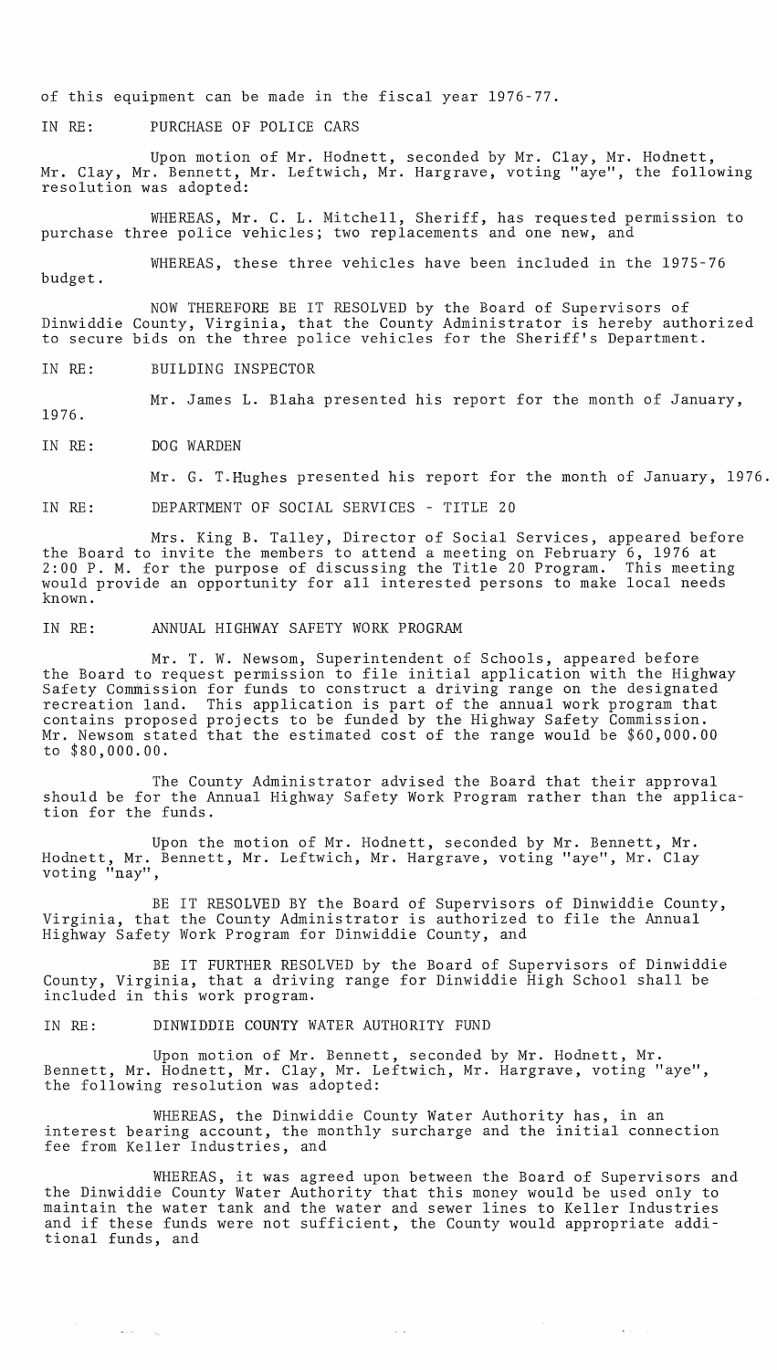of this equipment can be made in the fiscal year 1976-77.

IN RE: PURCHASE OF POLICE CARS

Upon motion of Mr. Hodnett, seconded by Mr. Clay, Mr. Hodnett, Mr. Clay, Mr. Bennett, Mr. Leftwich, Mr. Hargrave, voting "aye", the following resolution was adopted:

WHEREAS, Mr. C. L. Mitchell, Sheriff, has requested permission to purchase three police vehicles; two replacements and one new, and

WHEREAS, these three vehicles have been included in the 1975-76 budget.

NOW THEREFORE BE IT RESOLVED by the Board of Supervisors of Dinwiddie County, Virginia, that the County Administrator is hereby authorized to secure bids on the three police vehicles for the Sheriff's Department.

IN RE: BUILDING INSPECTOR

Mr. James L. Blaha presented his report for the month of January, 1976.

IN RE: DOG WARDEN

Mr. G. T. Hughes presented his report for the month of January, 1976.

IN RE: DEPARTMENT OF SOCIAL SERVICES - TITLE 20

Mrs. King B. Talley, Director of Social Services, appeared before the Board to invite the members to attend a meeting on February 6, 1976 at 2:00 P. M. for the purpose of discussing the Title 20 Program. This meeting would provide an opportunity for all interested persons to make local needs known.

IN RE: ANNUAL HIGHWAY SAFETY WORK PROGRAM

Mr. T. W. Newsom, Superintendent of Schools, appeared before the Board to request permission to file initial application with the Highway Safety Commission for funds to construct a driving range on the designated recreation land. This application is part of the annual work program that contains proposed projects to be funded by the Highway Safety Commission. Mr. Newsom stated that the estimated cost of the range would be $60,000.00 to $80,000.00.

The County Administrator advised the Board that their approval should be for the Annual Highway Safety Work Program rather than the application for the funds.

Upon the motion of Mr. Hodnett, seconded by Mr. Bennett, Mr. Hodnett, Mr. Bennett, Mr. Leftwich, Mr. Hargrave, voting "aye", Mr. Clay voting "nay",

BE IT RESOLVED BY the Board of Supervisors of Dinwiddie County, Virginia, that the County Administrator is authorized to file the Annual Highway Safety Work Program for Dinwiddie County, and

BE IT FURTHER RESOLVED by the Board of Supervisors of Dinwiddie County, Virginia, that a driving range for Dinwiddie High School shall be included in this work program.

IN RE: DINWIDDIE COUNTY WATER AUTHORITY FUND

Upon motion of Mr. Bennett, seconded by Mr. Hodnett, Mr. Bennett, Mr. Hodnett, Mr. Clay, Mr. Leftwich, Mr. Hargrave, voting "aye", the following resolution was adopted:

WHEREAS, the Dinwiddie County Water Authority has, in an interest bearing account, the monthly surcharge and the initial connection fee from Keller Industries, and

WHEREAS, it was agreed upon between the Board of Supervisors and the Dinwiddie County Water Authority that this money would be used only to maintain the water tank and the water and sewer lines to Keller Industries and if these funds were not sufficient, the County would appropriate additional funds, and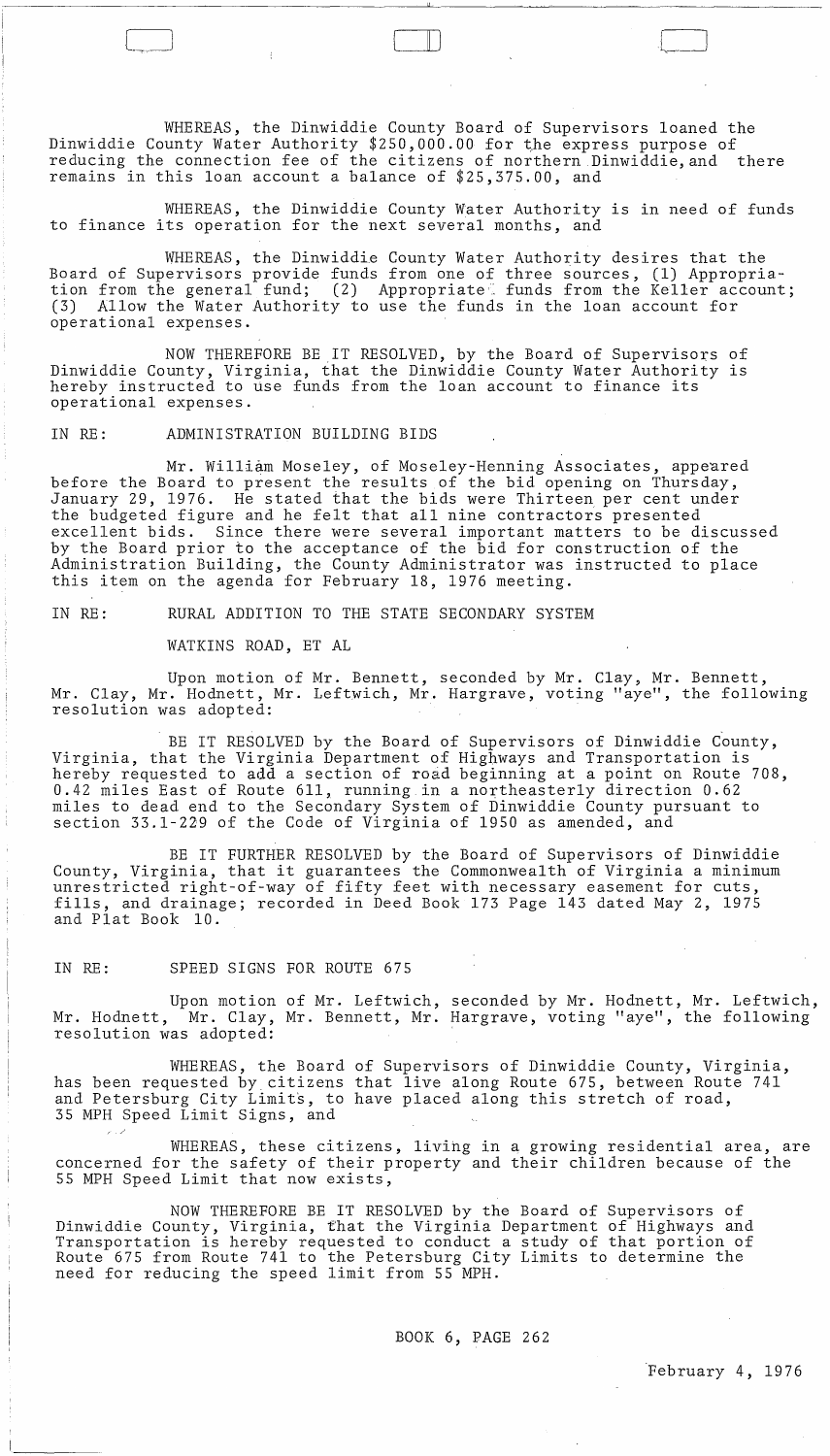WHEREAS, the Dinwiddie County Board of Supervisors loaned the Dinwiddie County Water Authority $250,000.00 for the express purpose of reducing the connection fee of the citizens of northern Dinwiddie, and there remains in this loan account a balance of $25,375.00, and

WHEREAS, the Dinwiddie County Water Authority is in need of funds to finance its operation for the next several months, and

WHEREAS, the Dinwiddie County Water Authority desires that the Board of Supervisors provide funds from one of three sources, (1) Appropriation from the general fund; (2) Appropriate funds from the Keller account; (3) Allow the Water Authority to use the funds in the loan account for operational expenses.

NOW THEREFORE BE IT RESOLVED, by the Board of Supervisors of Dinwiddie County, Virginia, that the Dinwiddie County Water Authority is hereby instructed to use funds from the loan account to finance its operational expenses.

IN RE: ADMINISTRATION BUILDING BIDS

Mr. William Moseley, of Moseley-Henning Associates, appeared before the Board to present the results of the bid opening on Thursday, January 29, 1976. He stated that the bids were Thirteen per cent under the budgeted figure and he felt that all nine contractors presented excellent bids. Since there were several important matters to be discussed by the Board prior to the acceptance of the bid for construction of the Administration Building, the County Administrator was instructed to place this item on the agenda for February 18, 1976 meeting.

IN RE: RURAL ADDITION TO THE STATE SECONDARY SYSTEM

WATKINS ROAD, ET AL

Upon motion of Mr. Bennett, seconded by Mr. Clay, Mr. Bennett, Mr. Clay, Mr. Hodnett, Mr. Leftwich, Mr. Hargrave, voting "aye", the following resolution was adopted:

BE IT RESOLVED by the Board of Supervisors of Dinwiddie County, Virginia, that the Virginia Department of Highways and Transportation is hereby requested to add a section of road beginning at a point on Route 708, 0.42 miles East of Route 611, running in a northeasterly direction 0.62 miles to dead end to the Secondary System of Dinwiddie County pursuant to section 33.1-229 of the Code of Virginia of 1950 as amended, and

BE IT FURTHER RESOLVED by the Board of Supervisors of Dinwiddie County, Virginia, that it guarantees the Commonwealth of Virginia a minimum unrestricted right-of-way of fifty feet with necessary easement for cuts, fills, and drainage; recorded in Deed Book 173 Page 143 dated May 2, 1975 and Plat Book 10.

IN RE: SPEED SIGNS FOR ROUTE 675

Upon motion of Mr. Leftwich, seconded by Mr. Hodnett, Mr. Leftwich, Mr. Hodnett, Mr. Clay, Mr. Bennett, Mr. Hargrave, voting "aye", the following resolution was adopted:

WHEREAS, the Board of Supervisors of Dinwiddie County, Virginia, has been requested by citizens that live along Route 675, between Route 741 and Petersburg City Limits, to have placed along this stretch of road, 35 MPH Speed Limit Signs, and

WHEREAS, these citizens, living in a growing residential area, are concerned for the safety of their property and their children because of the 55 MPH Speed Limit that now exists,

NOW THEREFORE BE IT RESOLVED by the Board of Supervisors of Dinwiddie County, Virginia, that the Virginia Department of Highways and Transportation is hereby requested to conduct a study of that portion of Route 675 from Route 741 to the Petersburg City Limits to determine the need for reducing the speed limit from 55 MPH.

BOOK 6, PAGE 262

February 4, 1976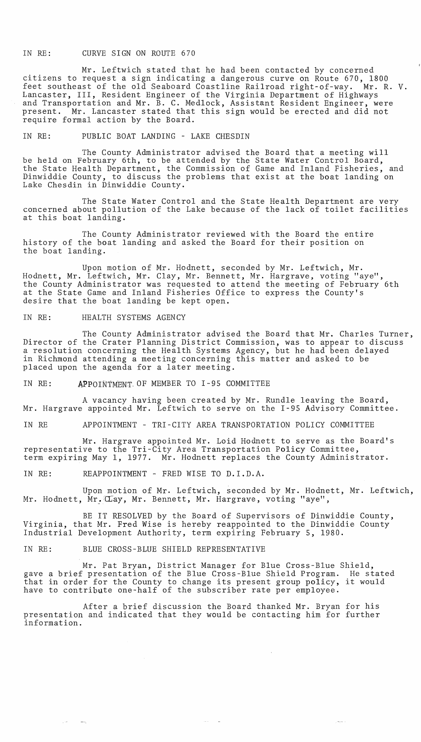IN RE: CURVE SIGN ON ROUTE 670

Mr. Leftwich stated that he had been contacted by concerned citizens to request a sign indicating a dangerous curve on Route 670, 1800 feet southeast of the old Seaboard Coastline Railroad right-of-way. Mr. R. V. Lancaster, III, Resident Engineer of the Virginia Department of Highways and Transportation and Mr. B. C. Medlock, Assistant Resident Engineer, were present. Mr. Lancaster stated that this sign would be erected and did not require formal action by the Board.

IN RE: PUBLIC BOAT LANDING - LAKE CHESDIN

The County Administrator advised the Board that a meeting will be held on February 6th, to be attended by the State Water Control Board, the State Health Department, the Commission of Game and Inland Fisheries, and Dinwiddie County, to discuss the problems that exist at the boat landing on Lake Chesdin in Dinwiddie County.

The State Water Control and the State Health Department are very concerned about pollution of the Lake because of the lack of toilet facilities at this boat landing.

The County Administrator reviewed with the Board the entire history of the boat landing and asked the Board for their position on the boat landing.

Upon motion of Mr. Hodnett, seconded by Mr. Leftwich, Mr. Hodnett, Mr. Leftwich, Mr. Clay, Mr. Bennett, Mr. Hargrave, voting "aye", the County Administrator was requested to attend the meeting of February 6th at the State Game and Inland Fisheries Office to express the County's desire that the boat landing be kept open.

IN RE: HEALTH SYSTEMS AGENCY

The County Administrator advised the Board that Mr. Charles Turner, Director of the Crater Planning District Commission, was to appear to discuss a resolution concerning the Health Systems Agency, but he had been delayed in Richmond attending a meeting concerning this matter and asked to be placed upon the agenda for a later meeting.

IN RE: APPOINTMENT OF MEMBER TO I-95 COMMITTEE

A vacancy having been created by Mr. Rundle leaving the Board, Mr. Hargrave appointed Mr. Leftwich to serve on the I-95 Advisory Committee.

IN RE APPOINTMENT - TRI-CITY AREA TRANSPORTATION POLICY COMMITTEE

Mr. Hargrave appointed Mr. Loid Hodnett to serve as the Board's representative to the Tri-City Area Transportation Policy Committee, term expiring May 1, 1977. Mr. Hodnett replaces the County Administrator.

IN RE: REAPPOINTMENT - FRED WISE TO D.I.D.A.

Upon motion of Mr. Leftwich, seconded by Mr. Hodnett, Mr. Leftwich, Mr. Hodnett, Mr. Clay, Mr. Bennett, Mr. Hargrave, voting "aye",

BE IT RESOLVED by the Board of Supervisors of Dinwiddie County, Virginia, that Mr. Fred Wise is hereby reappointed to the Dinwiddie County Industrial Development Authority, term expiring February 5, 1980.

IN RE: BLUE CROSS-BLUE SHIELD REPRESENTATIVE

Mr. Pat Bryan, District Manager for Blue Cross-Blue Shield, gave a brief presentation of the Blue Cross-Blue Shield Program. He stated that in order for the County to change its present group policy, it would have to contribute one-half of the subscriber rate per employee.

After a brief discussion the Board thanked Mr. Bryan for his presentation and indicated that they would be contacting him for further information.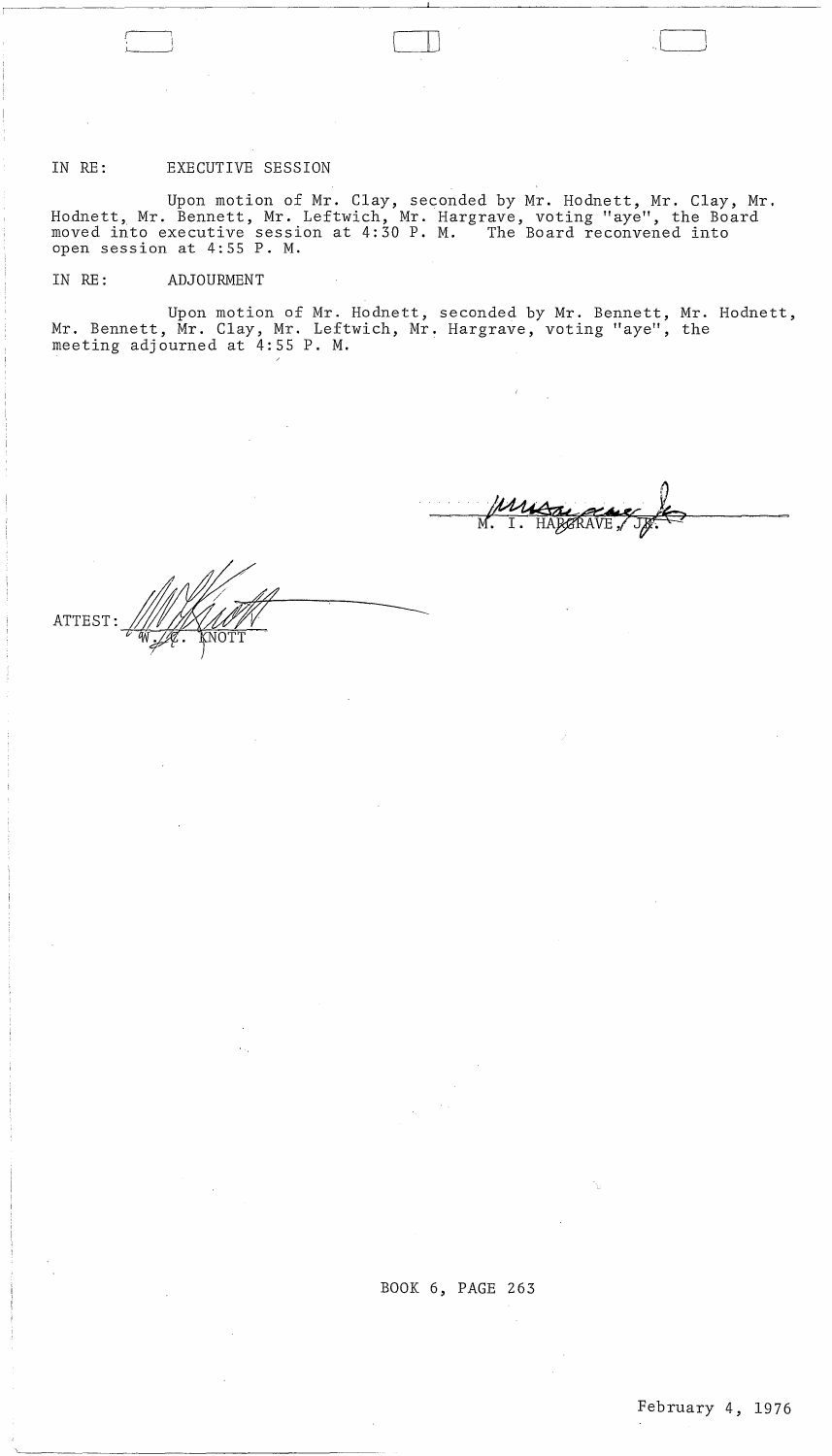IN RE: EXECUTIVE SESSION

Upon motion of Mr. Clay, seconded by Mr. Hodnett, Mr. Clay, Mr. Hodnett, Mr. Bennett, Mr. Leftwich, Mr. Hargrave, voting "aye", the Board moved into executive session at 4:30 P. M. The Board reconvened into open session at 4:55 P. M.

IN RE: ADJOURMENT

Upon motion of Mr. Hodnett, seconded by Mr. Bennett, Mr. Hodnett, Mr. Bennett, Mr. Clay, Mr. Leftwich, Mr. Hargrave, voting "aye", the meeting adjourned at 4:55 P. M.

M. I. HARGRAVE, JR.

ATTEST: W. C. KNOTT

BOOK 6, PAGE 263

February 4, 1976